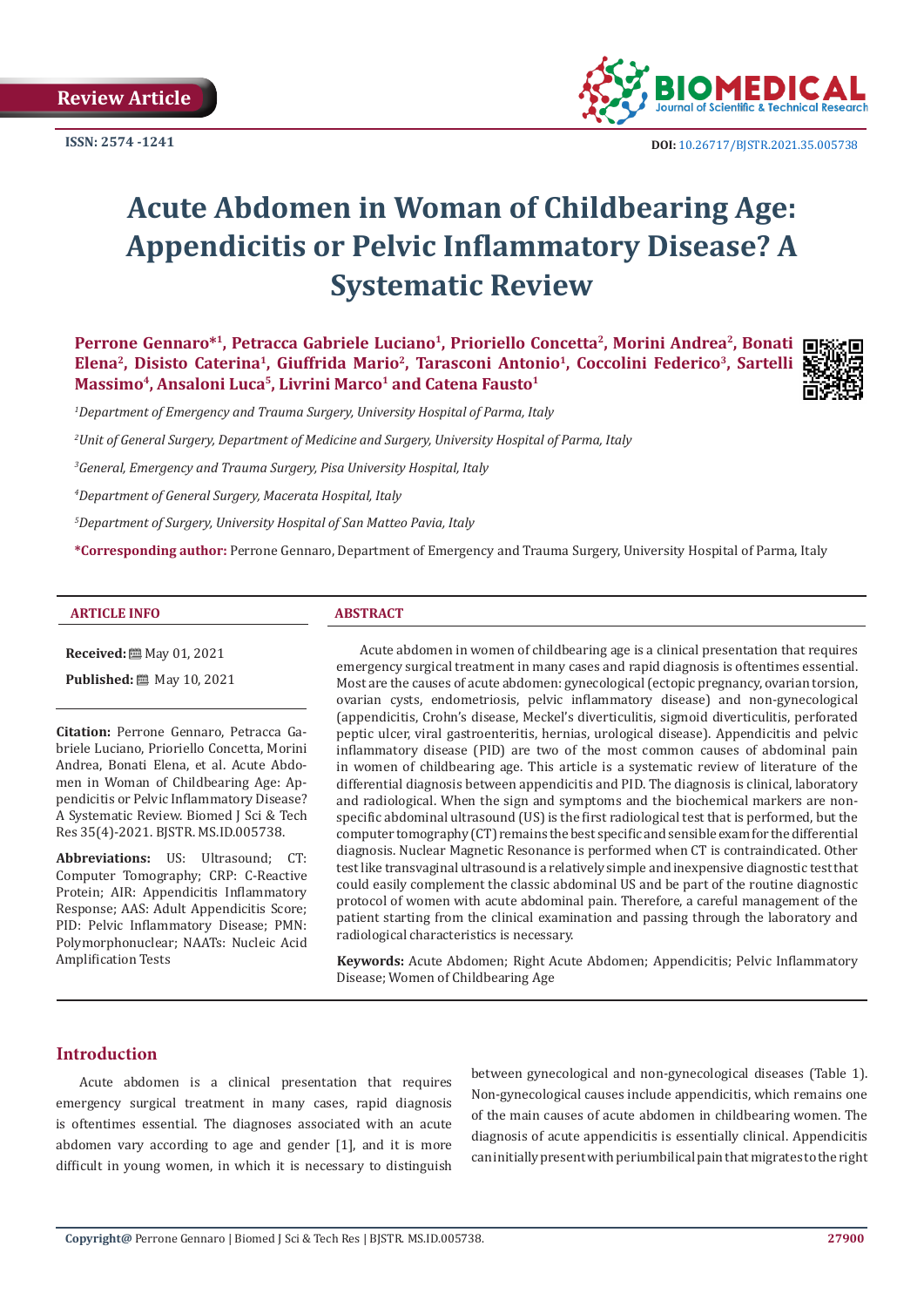Review Article

ISSN: 2574 -1241

DOI: 10.26717/BJSTR.2021.35.005738

# Acute Abdomen in Woman of Childbearing Age: Appendicitis or Pelvic Inflammatory Disease? A Systematic Review

**Perrone Gennaro*[1], Petracca Gabriele Luciano[1], Prioriello Concetta[2], Morini Andrea[2], Bonati Elena[2], Disisto Caterina[1], Giuffrida Mario[2], Tarasconi Antonio[1], Coccolini Federico[3], Sartelli Massimo[4], Ansaloni Luca[5], Livrini Marco[1] and Catena Fausto[1]**

[1]*Department of Emergency and Trauma Surgery, University Hospital of Parma, Italy*

[2]*Unit of General Surgery, Department of Medicine and Surgery, University Hospital of Parma, Italy*

[3]*General, Emergency and Trauma Surgery, Pisa University Hospital, Italy*

[4]*Department of General Surgery, Macerata Hospital, Italy*

[5]*Department of Surgery, University Hospital of San Matteo Pavia, Italy*

**\*Corresponding author:** Perrone Gennaro, Department of Emergency and Trauma Surgery, University Hospital of Parma, Italy

## ARTICLE INFO

**Received:** May 01, 2021

**Published:** May 10, 2021

**Citation:** Perrone Gennaro, Petracca Gabriele Luciano, Prioriello Concetta, Morini Andrea, Bonati Elena, et al. Acute Abdomen in Woman of Childbearing Age: Appendicitis or Pelvic Inflammatory Disease? A Systematic Review. Biomed J Sci & Tech Res 35(4)-2021. BJSTR. MS.ID.005738.

**Abbreviations:** US: Ultrasound; CT: Computer Tomography; CRP: C-Reactive Protein; AIR: Appendicitis Inflammatory Response; AAS: Adult Appendicitis Score; PID: Pelvic Inflammatory Disease; PMN: Polymorphonuclear; NAATs: Nucleic Acid Amplification Tests

## ABSTRACT

Acute abdomen in women of childbearing age is a clinical presentation that requires emergency surgical treatment in many cases and rapid diagnosis is oftentimes essential. Most are the causes of acute abdomen: gynecological (ectopic pregnancy, ovarian torsion, ovarian cysts, endometriosis, pelvic inflammatory disease) and non-gynecological (appendicitis, Crohn's disease, Meckel's diverticulitis, sigmoid diverticulitis, perforated peptic ulcer, viral gastroenteritis, hernias, urological disease). Appendicitis and pelvic inflammatory disease (PID) are two of the most common causes of abdominal pain in women of childbearing age. This article is a systematic review of literature of the differential diagnosis between appendicitis and PID. The diagnosis is clinical, laboratory and radiological. When the sign and symptoms and the biochemical markers are non-specific abdominal ultrasound (US) is the first radiological test that is performed, but the computer tomography (CT) remains the best specific and sensible exam for the differential diagnosis. Nuclear Magnetic Resonance is performed when CT is contraindicated. Other test like transvaginal ultrasound is a relatively simple and inexpensive diagnostic test that could easily complement the classic abdominal US and be part of the routine diagnostic protocol of women with acute abdominal pain. Therefore, a careful management of the patient starting from the clinical examination and passing through the laboratory and radiological characteristics is necessary.

**Keywords:** Acute Abdomen; Right Acute Abdomen; Appendicitis; Pelvic Inflammatory Disease; Women of Childbearing Age

## Introduction

Acute abdomen is a clinical presentation that requires emergency surgical treatment in many cases, rapid diagnosis is oftentimes essential. The diagnoses associated with an acute abdomen vary according to age and gender [1], and it is more difficult in young women, in which it is necessary to distinguish between gynecological and non-gynecological diseases (Table 1). Non-gynecological causes include appendicitis, which remains one of the main causes of acute abdomen in childbearing women. The diagnosis of acute appendicitis is essentially clinical. Appendicitis can initially present with periumbilical pain that migrates to the right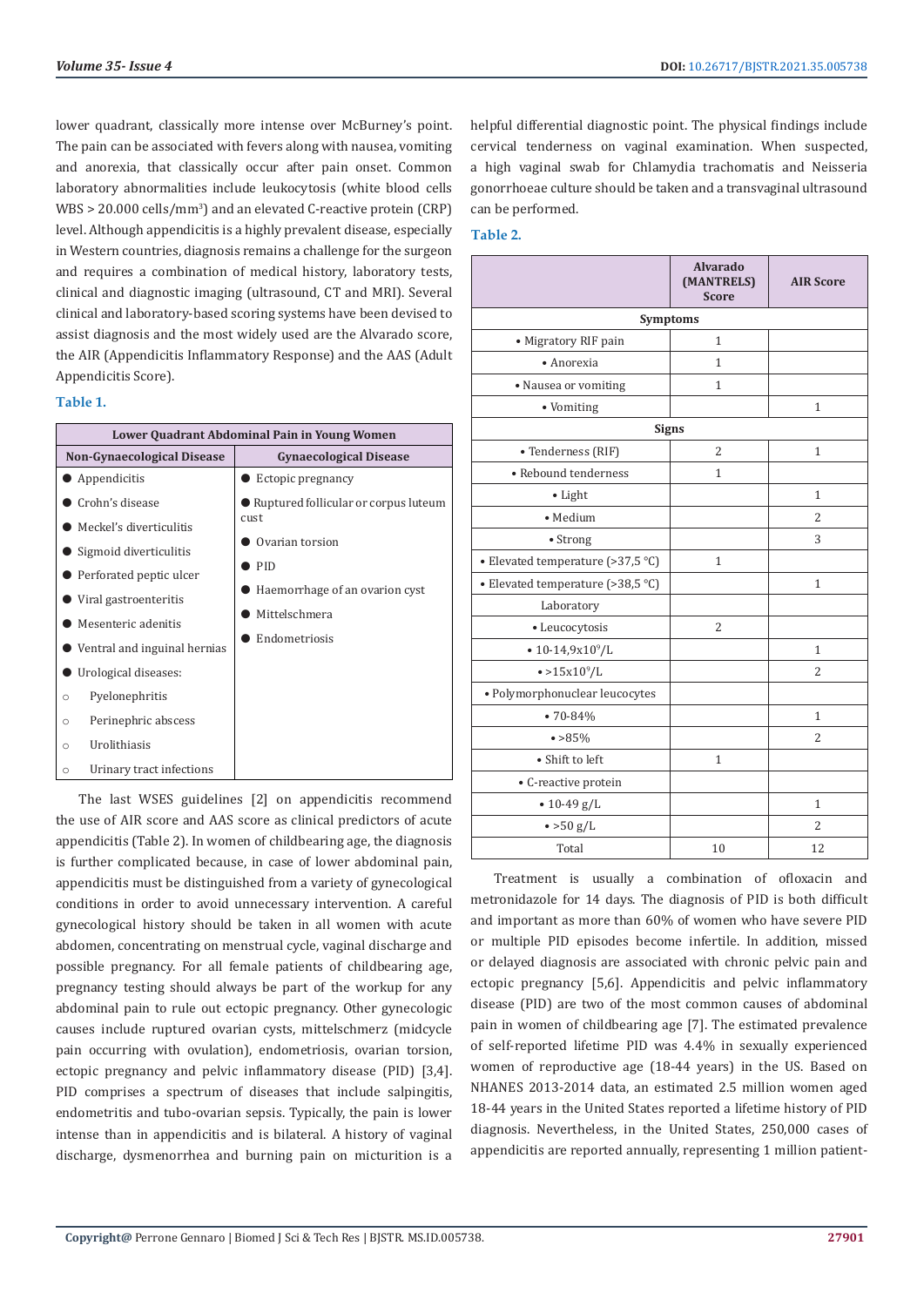lower quadrant, classically more intense over McBurney's point. The pain can be associated with fevers along with nausea, vomiting and anorexia, that classically occur after pain onset. Common laboratory abnormalities include leukocytosis (white blood cells WBS > 20.000 cells/mm$^3$) and an elevated C-reactive protein (CRP) level. Although appendicitis is a highly prevalent disease, especially in Western countries, diagnosis remains a challenge for the surgeon and requires a combination of medical history, laboratory tests, clinical and diagnostic imaging (ultrasound, CT and MRI). Several clinical and laboratory-based scoring systems have been devised to assist diagnosis and the most widely used are the Alvarado score, the AIR (Appendicitis Inflammatory Response) and the AAS (Adult Appendicitis Score).

**Table 1.**

| Lower Quadrant Abdominal Pain in Young Women | |
|---|---|
| **Non-Gynaecological Disease** | **Gynaecological Disease** |
| ● Appendicitis | ● Ectopic pregnancy |
| ● Crohn's disease | ● Ruptured follicular or corpus luteum cust |
| ● Meckel's diverticulitis | ● Ovarian torsion |
| ● Sigmoid diverticulitis | ● PID |
| ● Perforated peptic ulcer | ● Haemorrhage of an ovarion cyst |
| ● Viral gastroenteritis | ● Mittelschmera |
| ● Mesenteric adenitis | ● Endometriosis |
| ● Ventral and inguinal hernias | |
| ● Urological diseases: | |
| ○ Pyelonephritis | |
| ○ Perinephric abscess | |
| ○ Urolithiasis | |
| ○ Urinary tract infections | |

The last WSES guidelines [2] on appendicitis recommend the use of AIR score and AAS score as clinical predictors of acute appendicitis (Table 2). In women of childbearing age, the diagnosis is further complicated because, in case of lower abdominal pain, appendicitis must be distinguished from a variety of gynecological conditions in order to avoid unnecessary intervention. A careful gynecological history should be taken in all women with acute abdomen, concentrating on menstrual cycle, vaginal discharge and possible pregnancy. For all female patients of childbearing age, pregnancy testing should always be part of the workup for any abdominal pain to rule out ectopic pregnancy. Other gynecologic causes include ruptured ovarian cysts, mittelschmerz (midcycle pain occurring with ovulation), endometriosis, ovarian torsion, ectopic pregnancy and pelvic inflammatory disease (PID) [3,4]. PID comprises a spectrum of diseases that include salpingitis, endometritis and tubo-ovarian sepsis. Typically, the pain is lower intense than in appendicitis and is bilateral. A history of vaginal discharge, dysmenorrhea and burning pain on micturition is a helpful differential diagnostic point. The physical findings include cervical tenderness on vaginal examination. When suspected, a high vaginal swab for Chlamydia trachomatis and Neisseria gonorrhoeae culture should be taken and a transvaginal ultrasound can be performed.

**Table 2.**

| | Alvarado (MANTRELS) Score | AIR Score |
|---|---|---|
| **Symptoms** | | |
| • Migratory RIF pain | 1 | |
| • Anorexia | 1 | |
| • Nausea or vomiting | 1 | |
| • Vomiting | | 1 |
| **Signs** | | |
| • Tenderness (RIF) | 2 | 1 |
| • Rebound tenderness | 1 | |
| • Light | | 1 |
| • Medium | | 2 |
| • Strong | | 3 |
| • Elevated temperature (>37,5 °C) | 1 | |
| • Elevated temperature (>38,5 °C) | | 1 |
| Laboratory | | |
| • Leucocytosis | 2 | |
| • 10-14,9x10$^9$/L | | 1 |
| • >15x10$^9$/L | | 2 |
| • Polymorphonuclear leucocytes | | |
| • 70-84% | | 1 |
| • >85% | | 2 |
| • Shift to left | 1 | |
| • C-reactive protein | | |
| • 10-49 g/L | | 1 |
| • >50 g/L | | 2 |
| Total | 10 | 12 |

Treatment is usually a combination of ofloxacin and metronidazole for 14 days. The diagnosis of PID is both difficult and important as more than 60% of women who have severe PID or multiple PID episodes become infertile. In addition, missed or delayed diagnosis are associated with chronic pelvic pain and ectopic pregnancy [5,6]. Appendicitis and pelvic inflammatory disease (PID) are two of the most common causes of abdominal pain in women of childbearing age [7]. The estimated prevalence of self-reported lifetime PID was 4.4% in sexually experienced women of reproductive age (18-44 years) in the US. Based on NHANES 2013-2014 data, an estimated 2.5 million women aged 18-44 years in the United States reported a lifetime history of PID diagnosis. Nevertheless, in the United States, 250,000 cases of appendicitis are reported annually, representing 1 million patient-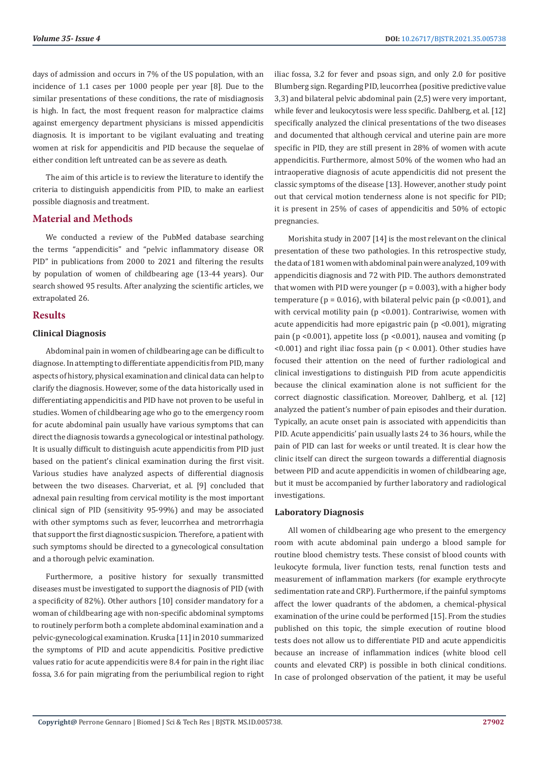days of admission and occurs in 7% of the US population, with an incidence of 1.1 cases per 1000 people per year [8]. Due to the similar presentations of these conditions, the rate of misdiagnosis is high. In fact, the most frequent reason for malpractice claims against emergency department physicians is missed appendicitis diagnosis. It is important to be vigilant evaluating and treating women at risk for appendicitis and PID because the sequelae of either condition left untreated can be as severe as death.

The aim of this article is to review the literature to identify the criteria to distinguish appendicitis from PID, to make an earliest possible diagnosis and treatment.

## Material and Methods

We conducted a review of the PubMed database searching the terms "appendicitis" and "pelvic inflammatory disease OR PID" in publications from 2000 to 2021 and filtering the results by population of women of childbearing age (13-44 years). Our search showed 95 results. After analyzing the scientific articles, we extrapolated 26.

## Results

### Clinical Diagnosis

Abdominal pain in women of childbearing age can be difficult to diagnose. In attempting to differentiate appendicitis from PID, many aspects of history, physical examination and clinical data can help to clarify the diagnosis. However, some of the data historically used in differentiating appendicitis and PID have not proven to be useful in studies. Women of childbearing age who go to the emergency room for acute abdominal pain usually have various symptoms that can direct the diagnosis towards a gynecological or intestinal pathology. It is usually difficult to distinguish acute appendicitis from PID just based on the patient's clinical examination during the first visit. Various studies have analyzed aspects of differential diagnosis between the two diseases. Charveriat, et al. [9] concluded that adnexal pain resulting from cervical motility is the most important clinical sign of PID (sensitivity 95-99%) and may be associated with other symptoms such as fever, leucorrhea and metrorrhagia that support the first diagnostic suspicion. Therefore, a patient with such symptoms should be directed to a gynecological consultation and a thorough pelvic examination.

Furthermore, a positive history for sexually transmitted diseases must be investigated to support the diagnosis of PID (with a specificity of 82%). Other authors [10] consider mandatory for a woman of childbearing age with non-specific abdominal symptoms to routinely perform both a complete abdominal examination and a pelvic-gynecological examination. Kruska [11] in 2010 summarized the symptoms of PID and acute appendicitis. Positive predictive values ratio for acute appendicitis were 8.4 for pain in the right iliac fossa, 3.6 for pain migrating from the periumbilical region to right iliac fossa, 3.2 for fever and psoas sign, and only 2.0 for positive Blumberg sign. Regarding PID, leucorrhea (positive predictive value 3,3) and bilateral pelvic abdominal pain (2,5) were very important, while fever and leukocytosis were less specific. Dahlberg, et al. [12] specifically analyzed the clinical presentations of the two diseases and documented that although cervical and uterine pain are more specific in PID, they are still present in 28% of women with acute appendicitis. Furthermore, almost 50% of the women who had an intraoperative diagnosis of acute appendicitis did not present the classic symptoms of the disease [13]. However, another study point out that cervical motion tenderness alone is not specific for PID; it is present in 25% of cases of appendicitis and 50% of ectopic pregnancies.

Morishita study in 2007 [14] is the most relevant on the clinical presentation of these two pathologies. In this retrospective study, the data of 181 women with abdominal pain were analyzed, 109 with appendicitis diagnosis and 72 with PID. The authors demonstrated that women with PID were younger ($p = 0.003$), with a higher body temperature ($p = 0.016$), with bilateral pelvic pain ($p < 0.001$), and with cervical motility pain ($p < 0.001$). Contrariwise, women with acute appendicitis had more epigastric pain ($p < 0.001$), migrating pain ($p < 0.001$), appetite loss ($p < 0.001$), nausea and vomiting ($p < 0.001$) and right iliac fossa pain ($p < 0.001$). Other studies have focused their attention on the need of further radiological and clinical investigations to distinguish PID from acute appendicitis because the clinical examination alone is not sufficient for the correct diagnostic classification. Moreover, Dahlberg, et al. [12] analyzed the patient's number of pain episodes and their duration. Typically, an acute onset pain is associated with appendicitis than PID. Acute appendicitis' pain usually lasts 24 to 36 hours, while the pain of PID can last for weeks or until treated. It is clear how the clinic itself can direct the surgeon towards a differential diagnosis between PID and acute appendicitis in women of childbearing age, but it must be accompanied by further laboratory and radiological investigations.

### Laboratory Diagnosis

All women of childbearing age who present to the emergency room with acute abdominal pain undergo a blood sample for routine blood chemistry tests. These consist of blood counts with leukocyte formula, liver function tests, renal function tests and measurement of inflammation markers (for example erythrocyte sedimentation rate and CRP). Furthermore, if the painful symptoms affect the lower quadrants of the abdomen, a chemical-physical examination of the urine could be performed [15]. From the studies published on this topic, the simple execution of routine blood tests does not allow us to differentiate PID and acute appendicitis because an increase of inflammation indices (white blood cell counts and elevated CRP) is possible in both clinical conditions. In case of prolonged observation of the patient, it may be useful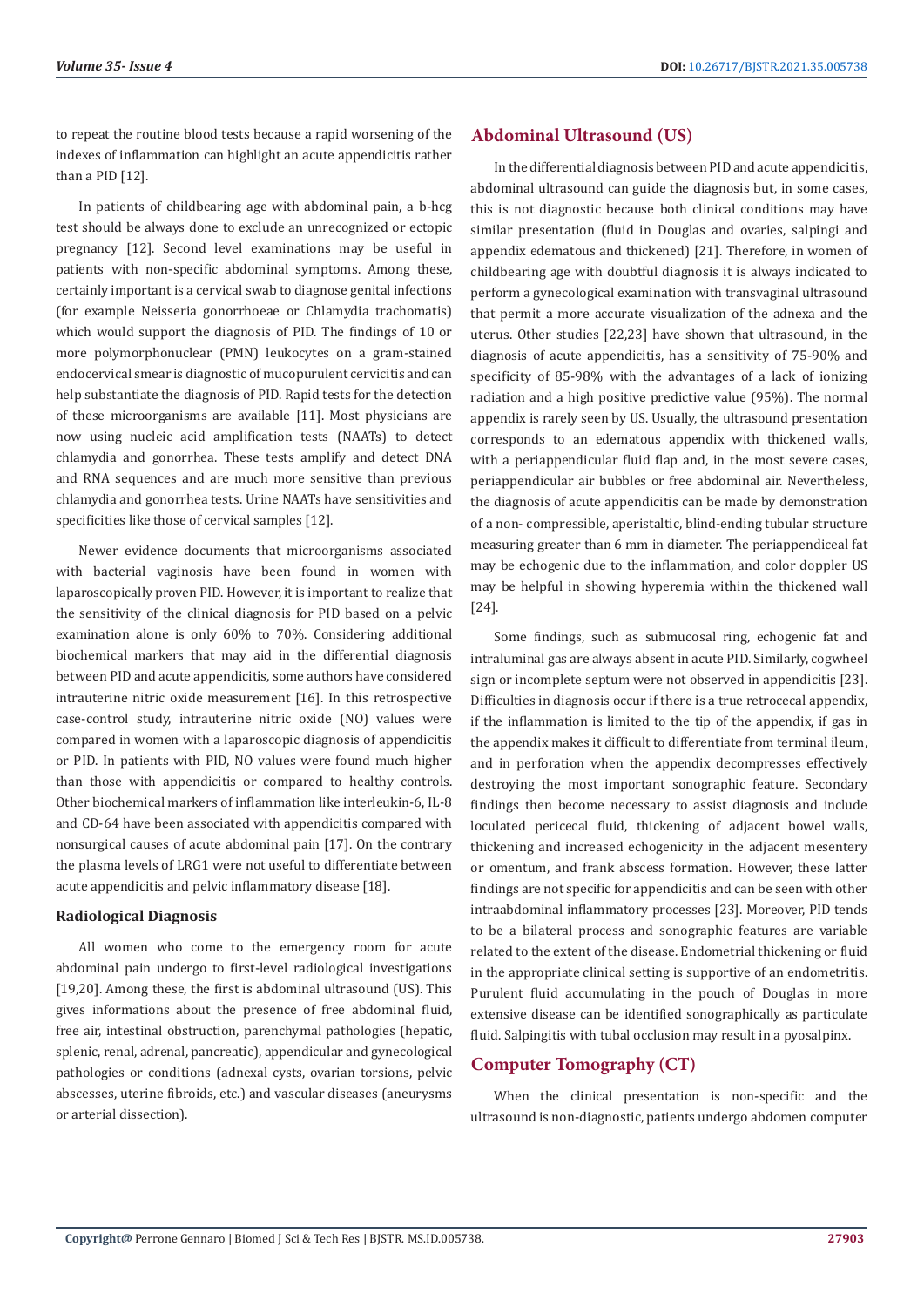to repeat the routine blood tests because a rapid worsening of the indexes of inflammation can highlight an acute appendicitis rather than a PID [12].

In patients of childbearing age with abdominal pain, a b-hcg test should be always done to exclude an unrecognized or ectopic pregnancy [12]. Second level examinations may be useful in patients with non-specific abdominal symptoms. Among these, certainly important is a cervical swab to diagnose genital infections (for example Neisseria gonorrhoeae or Chlamydia trachomatis) which would support the diagnosis of PID. The findings of 10 or more polymorphonuclear (PMN) leukocytes on a gram-stained endocervical smear is diagnostic of mucopurulent cervicitis and can help substantiate the diagnosis of PID. Rapid tests for the detection of these microorganisms are available [11]. Most physicians are now using nucleic acid amplification tests (NAATs) to detect chlamydia and gonorrhea. These tests amplify and detect DNA and RNA sequences and are much more sensitive than previous chlamydia and gonorrhea tests. Urine NAATs have sensitivities and specificities like those of cervical samples [12].

Newer evidence documents that microorganisms associated with bacterial vaginosis have been found in women with laparoscopically proven PID. However, it is important to realize that the sensitivity of the clinical diagnosis for PID based on a pelvic examination alone is only 60% to 70%. Considering additional biochemical markers that may aid in the differential diagnosis between PID and acute appendicitis, some authors have considered intrauterine nitric oxide measurement [16]. In this retrospective case-control study, intrauterine nitric oxide (NO) values were compared in women with a laparoscopic diagnosis of appendicitis or PID. In patients with PID, NO values were found much higher than those with appendicitis or compared to healthy controls. Other biochemical markers of inflammation like interleukin-6, IL-8 and CD-64 have been associated with appendicitis compared with nonsurgical causes of acute abdominal pain [17]. On the contrary the plasma levels of LRG1 were not useful to differentiate between acute appendicitis and pelvic inflammatory disease [18].

### Radiological Diagnosis

All women who come to the emergency room for acute abdominal pain undergo to first-level radiological investigations [19,20]. Among these, the first is abdominal ultrasound (US). This gives informations about the presence of free abdominal fluid, free air, intestinal obstruction, parenchymal pathologies (hepatic, splenic, renal, adrenal, pancreatic), appendicular and gynecological pathologies or conditions (adnexal cysts, ovarian torsions, pelvic abscesses, uterine fibroids, etc.) and vascular diseases (aneurysms or arterial dissection).

## Abdominal Ultrasound (US)

In the differential diagnosis between PID and acute appendicitis, abdominal ultrasound can guide the diagnosis but, in some cases, this is not diagnostic because both clinical conditions may have similar presentation (fluid in Douglas and ovaries, salpingi and appendix edematous and thickened) [21]. Therefore, in women of childbearing age with doubtful diagnosis it is always indicated to perform a gynecological examination with transvaginal ultrasound that permit a more accurate visualization of the adnexa and the uterus. Other studies [22,23] have shown that ultrasound, in the diagnosis of acute appendicitis, has a sensitivity of 75-90% and specificity of 85-98% with the advantages of a lack of ionizing radiation and a high positive predictive value (95%). The normal appendix is rarely seen by US. Usually, the ultrasound presentation corresponds to an edematous appendix with thickened walls, with a periappendicular fluid flap and, in the most severe cases, periappendicular air bubbles or free abdominal air. Nevertheless, the diagnosis of acute appendicitis can be made by demonstration of a non- compressible, aperistaltic, blind-ending tubular structure measuring greater than 6 mm in diameter. The periappendiceal fat may be echogenic due to the inflammation, and color doppler US may be helpful in showing hyperemia within the thickened wall [24].

Some findings, such as submucosal ring, echogenic fat and intraluminal gas are always absent in acute PID. Similarly, cogwheel sign or incomplete septum were not observed in appendicitis [23]. Difficulties in diagnosis occur if there is a true retrocecal appendix, if the inflammation is limited to the tip of the appendix, if gas in the appendix makes it difficult to differentiate from terminal ileum, and in perforation when the appendix decompresses effectively destroying the most important sonographic feature. Secondary findings then become necessary to assist diagnosis and include loculated pericecal fluid, thickening of adjacent bowel walls, thickening and increased echogenicity in the adjacent mesentery or omentum, and frank abscess formation. However, these latter findings are not specific for appendicitis and can be seen with other intraabdominal inflammatory processes [23]. Moreover, PID tends to be a bilateral process and sonographic features are variable related to the extent of the disease. Endometrial thickening or fluid in the appropriate clinical setting is supportive of an endometritis. Purulent fluid accumulating in the pouch of Douglas in more extensive disease can be identified sonographically as particulate fluid. Salpingitis with tubal occlusion may result in a pyosalpinx.

## Computer Tomography (CT)

When the clinical presentation is non-specific and the ultrasound is non-diagnostic, patients undergo abdomen computer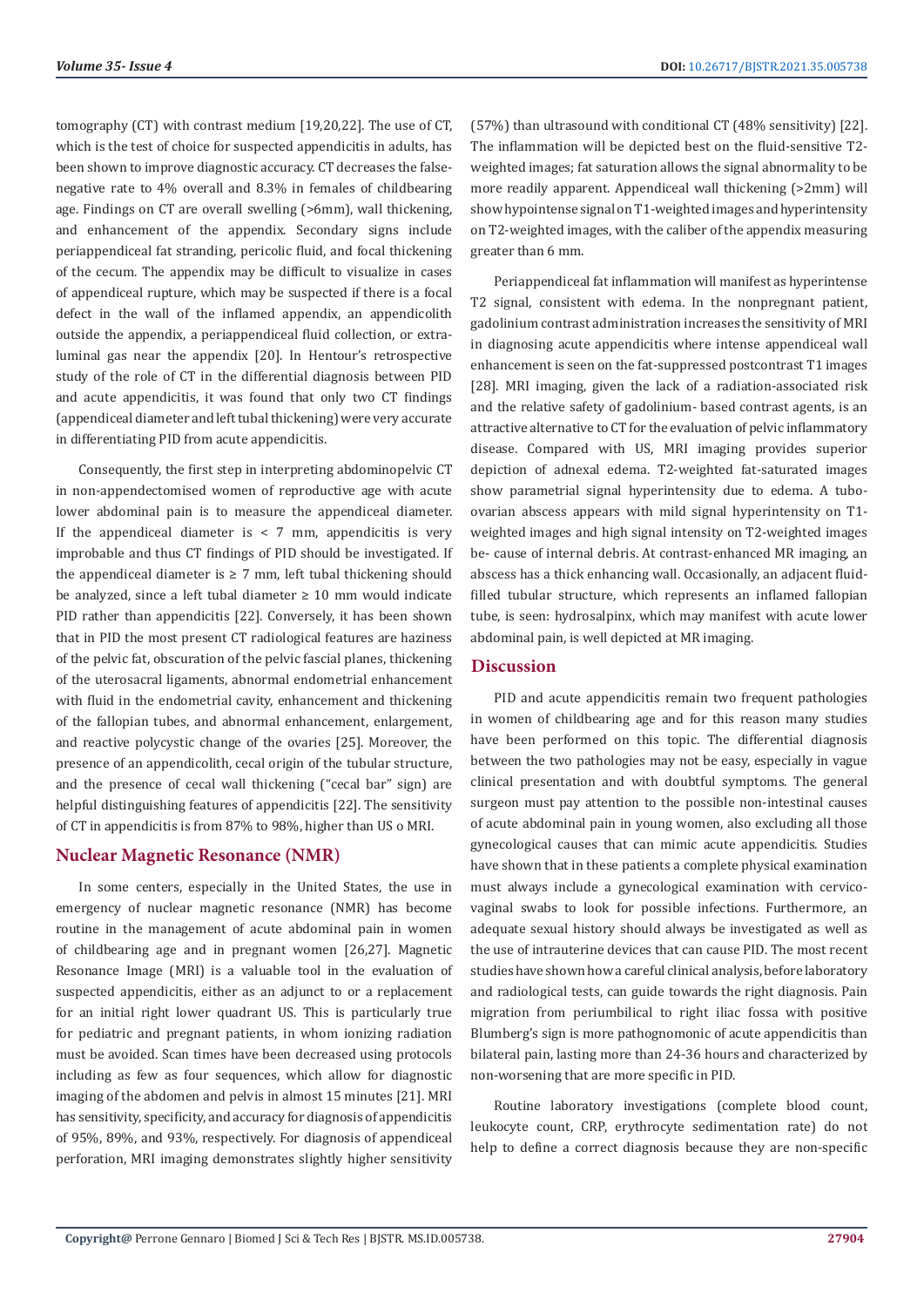tomography (CT) with contrast medium [19,20,22]. The use of CT, which is the test of choice for suspected appendicitis in adults, has been shown to improve diagnostic accuracy. CT decreases the false-negative rate to 4% overall and 8.3% in females of childbearing age. Findings on CT are overall swelling (>6mm), wall thickening, and enhancement of the appendix. Secondary signs include periappendiceal fat stranding, pericolic fluid, and focal thickening of the cecum. The appendix may be difficult to visualize in cases of appendiceal rupture, which may be suspected if there is a focal defect in the wall of the inflamed appendix, an appendicolith outside the appendix, a periappendiceal fluid collection, or extra-luminal gas near the appendix [20]. In Hentour's retrospective study of the role of CT in the differential diagnosis between PID and acute appendicitis, it was found that only two CT findings (appendiceal diameter and left tubal thickening) were very accurate in differentiating PID from acute appendicitis.

Consequently, the first step in interpreting abdominopelvic CT in non-appendectomised women of reproductive age with acute lower abdominal pain is to measure the appendiceal diameter. If the appendiceal diameter is < 7 mm, appendicitis is very improbable and thus CT findings of PID should be investigated. If the appendiceal diameter is ≥ 7 mm, left tubal thickening should be analyzed, since a left tubal diameter ≥ 10 mm would indicate PID rather than appendicitis [22]. Conversely, it has been shown that in PID the most present CT radiological features are haziness of the pelvic fat, obscuration of the pelvic fascial planes, thickening of the uterosacral ligaments, abnormal endometrial enhancement with fluid in the endometrial cavity, enhancement and thickening of the fallopian tubes, and abnormal enhancement, enlargement, and reactive polycystic change of the ovaries [25]. Moreover, the presence of an appendicolith, cecal origin of the tubular structure, and the presence of cecal wall thickening ("cecal bar" sign) are helpful distinguishing features of appendicitis [22]. The sensitivity of CT in appendicitis is from 87% to 98%, higher than US o MRI.

## Nuclear Magnetic Resonance (NMR)

In some centers, especially in the United States, the use in emergency of nuclear magnetic resonance (NMR) has become routine in the management of acute abdominal pain in women of childbearing age and in pregnant women [26,27]. Magnetic Resonance Image (MRI) is a valuable tool in the evaluation of suspected appendicitis, either as an adjunct to or a replacement for an initial right lower quadrant US. This is particularly true for pediatric and pregnant patients, in whom ionizing radiation must be avoided. Scan times have been decreased using protocols including as few as four sequences, which allow for diagnostic imaging of the abdomen and pelvis in almost 15 minutes [21]. MRI has sensitivity, specificity, and accuracy for diagnosis of appendicitis of 95%, 89%, and 93%, respectively. For diagnosis of appendiceal perforation, MRI imaging demonstrates slightly higher sensitivity (57%) than ultrasound with conditional CT (48% sensitivity) [22]. The inflammation will be depicted best on the fluid-sensitive T2-weighted images; fat saturation allows the signal abnormality to be more readily apparent. Appendiceal wall thickening (>2mm) will show hypointense signal on T1-weighted images and hyperintensity on T2-weighted images, with the caliber of the appendix measuring greater than 6 mm.

Periappendiceal fat inflammation will manifest as hyperintense T2 signal, consistent with edema. In the nonpregnant patient, gadolinium contrast administration increases the sensitivity of MRI in diagnosing acute appendicitis where intense appendiceal wall enhancement is seen on the fat-suppressed postcontrast T1 images [28]. MRI imaging, given the lack of a radiation-associated risk and the relative safety of gadolinium- based contrast agents, is an attractive alternative to CT for the evaluation of pelvic inflammatory disease. Compared with US, MRI imaging provides superior depiction of adnexal edema. T2-weighted fat-saturated images show parametrial signal hyperintensity due to edema. A tubo-ovarian abscess appears with mild signal hyperintensity on T1-weighted images and high signal intensity on T2-weighted images be- cause of internal debris. At contrast-enhanced MR imaging, an abscess has a thick enhancing wall. Occasionally, an adjacent fluid-filled tubular structure, which represents an inflamed fallopian tube, is seen: hydrosalpinx, which may manifest with acute lower abdominal pain, is well depicted at MR imaging.

## Discussion

PID and acute appendicitis remain two frequent pathologies in women of childbearing age and for this reason many studies have been performed on this topic. The differential diagnosis between the two pathologies may not be easy, especially in vague clinical presentation and with doubtful symptoms. The general surgeon must pay attention to the possible non-intestinal causes of acute abdominal pain in young women, also excluding all those gynecological causes that can mimic acute appendicitis. Studies have shown that in these patients a complete physical examination must always include a gynecological examination with cervico-vaginal swabs to look for possible infections. Furthermore, an adequate sexual history should always be investigated as well as the use of intrauterine devices that can cause PID. The most recent studies have shown how a careful clinical analysis, before laboratory and radiological tests, can guide towards the right diagnosis. Pain migration from periumbilical to right iliac fossa with positive Blumberg's sign is more pathognomonic of acute appendicitis than bilateral pain, lasting more than 24-36 hours and characterized by non-worsening that are more specific in PID.

Routine laboratory investigations (complete blood count, leukocyte count, CRP, erythrocyte sedimentation rate) do not help to define a correct diagnosis because they are non-specific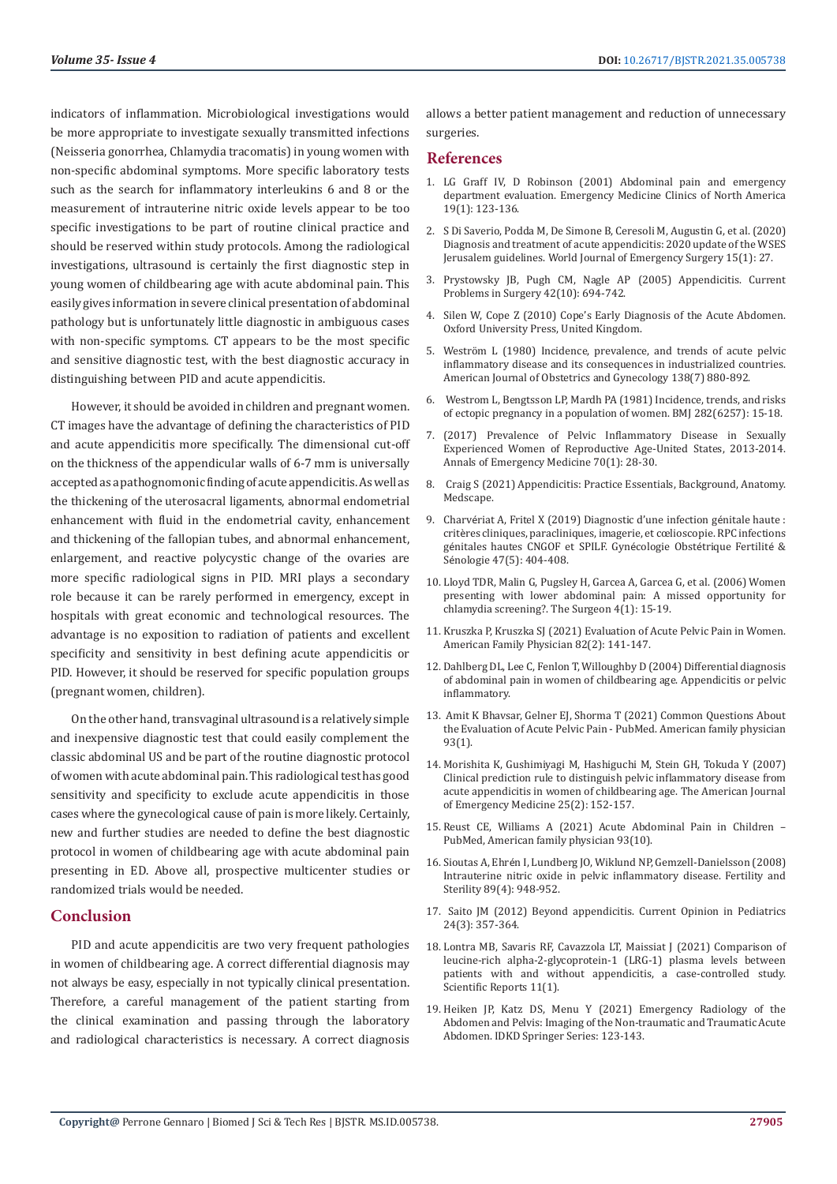indicators of inflammation. Microbiological investigations would be more appropriate to investigate sexually transmitted infections (Neisseria gonorrhea, Chlamydia tracomatis) in young women with non-specific abdominal symptoms. More specific laboratory tests such as the search for inflammatory interleukins 6 and 8 or the measurement of intrauterine nitric oxide levels appear to be too specific investigations to be part of routine clinical practice and should be reserved within study protocols. Among the radiological investigations, ultrasound is certainly the first diagnostic step in young women of childbearing age with acute abdominal pain. This easily gives information in severe clinical presentation of abdominal pathology but is unfortunately little diagnostic in ambiguous cases with non-specific symptoms. CT appears to be the most specific and sensitive diagnostic test, with the best diagnostic accuracy in distinguishing between PID and acute appendicitis.

However, it should be avoided in children and pregnant women. CT images have the advantage of defining the characteristics of PID and acute appendicitis more specifically. The dimensional cut-off on the thickness of the appendicular walls of 6-7 mm is universally accepted as a pathognomonic finding of acute appendicitis. As well as the thickening of the uterosacral ligaments, abnormal endometrial enhancement with fluid in the endometrial cavity, enhancement and thickening of the fallopian tubes, and abnormal enhancement, enlargement, and reactive polycystic change of the ovaries are more specific radiological signs in PID. MRI plays a secondary role because it can be rarely performed in emergency, except in hospitals with great economic and technological resources. The advantage is no exposition to radiation of patients and excellent specificity and sensitivity in best defining acute appendicitis or PID. However, it should be reserved for specific population groups (pregnant women, children).

On the other hand, transvaginal ultrasound is a relatively simple and inexpensive diagnostic test that could easily complement the classic abdominal US and be part of the routine diagnostic protocol of women with acute abdominal pain. This radiological test has good sensitivity and specificity to exclude acute appendicitis in those cases where the gynecological cause of pain is more likely. Certainly, new and further studies are needed to define the best diagnostic protocol in women of childbearing age with acute abdominal pain presenting in ED. Above all, prospective multicenter studies or randomized trials would be needed.

## Conclusion

PID and acute appendicitis are two very frequent pathologies in women of childbearing age. A correct differential diagnosis may not always be easy, especially in not typically clinical presentation. Therefore, a careful management of the patient starting from the clinical examination and passing through the laboratory and radiological characteristics is necessary. A correct diagnosis allows a better patient management and reduction of unnecessary surgeries.

## References

1. LG Graff IV, D Robinson (2001) Abdominal pain and emergency department evaluation. Emergency Medicine Clinics of North America 19(1): 123-136.
2. S Di Saverio, Podda M, De Simone B, Ceresoli M, Augustin G, et al. (2020) Diagnosis and treatment of acute appendicitis: 2020 update of the WSES Jerusalem guidelines. World Journal of Emergency Surgery 15(1): 27.
3. Prystowsky JB, Pugh CM, Nagle AP (2005) Appendicitis. Current Problems in Surgery 42(10): 694-742.
4. Silen W, Cope Z (2010) Cope's Early Diagnosis of the Acute Abdomen. Oxford University Press, United Kingdom.
5. Weström L (1980) Incidence, prevalence, and trends of acute pelvic inflammatory disease and its consequences in industrialized countries. American Journal of Obstetrics and Gynecology 138(7) 880-892.
6. Westrom L, Bengtsson LP, Mardh PA (1981) Incidence, trends, and risks of ectopic pregnancy in a population of women. BMJ 282(6257): 15-18.
7. (2017) Prevalence of Pelvic Inflammatory Disease in Sexually Experienced Women of Reproductive Age-United States, 2013-2014. Annals of Emergency Medicine 70(1): 28-30.
8. Craig S (2021) Appendicitis: Practice Essentials, Background, Anatomy. Medscape.
9. Charvériat A, Fritel X (2019) Diagnostic d'une infection génitale haute : critères cliniques, paracliniques, imagerie, et cœlioscopie. RPC infections génitales hautes CNGOF et SPILF. Gynécologie Obstétrique Fertilité & Sénologie 47(5): 404-408.
10. Lloyd TDR, Malin G, Pugsley H, Garcea A, Garcea G, et al. (2006) Women presenting with lower abdominal pain: A missed opportunity for chlamydia screening?. The Surgeon 4(1): 15-19.
11. Kruszka P, Kruszka SJ (2021) Evaluation of Acute Pelvic Pain in Women. American Family Physician 82(2): 141-147.
12. Dahlberg DL, Lee C, Fenlon T, Willoughby D (2004) Differential diagnosis of abdominal pain in women of childbearing age. Appendicitis or pelvic inflammatory.
13. Amit K Bhavsar, Gelner EJ, Shorma T (2021) Common Questions About the Evaluation of Acute Pelvic Pain - PubMed. American family physician 93(1).
14. Morishita K, Gushimiyagi M, Hashiguchi M, Stein GH, Tokuda Y (2007) Clinical prediction rule to distinguish pelvic inflammatory disease from acute appendicitis in women of childbearing age. The American Journal of Emergency Medicine 25(2): 152-157.
15. Reust CE, Williams A (2021) Acute Abdominal Pain in Children – PubMed, American family physician 93(10).
16. Sioutas A, Ehrén I, Lundberg JO, Wiklund NP, Gemzell-Danielsson (2008) Intrauterine nitric oxide in pelvic inflammatory disease. Fertility and Sterility 89(4): 948-952.
17. Saito JM (2012) Beyond appendicitis. Current Opinion in Pediatrics 24(3): 357-364.
18. Lontra MB, Savaris RF, Cavazzola LT, Maissiat J (2021) Comparison of leucine-rich alpha-2-glycoprotein-1 (LRG-1) plasma levels between patients with and without appendicitis, a case-controlled study. Scientific Reports 11(1).
19. Heiken JP, Katz DS, Menu Y (2021) Emergency Radiology of the Abdomen and Pelvis: Imaging of the Non-traumatic and Traumatic Acute Abdomen. IDKD Springer Series: 123-143.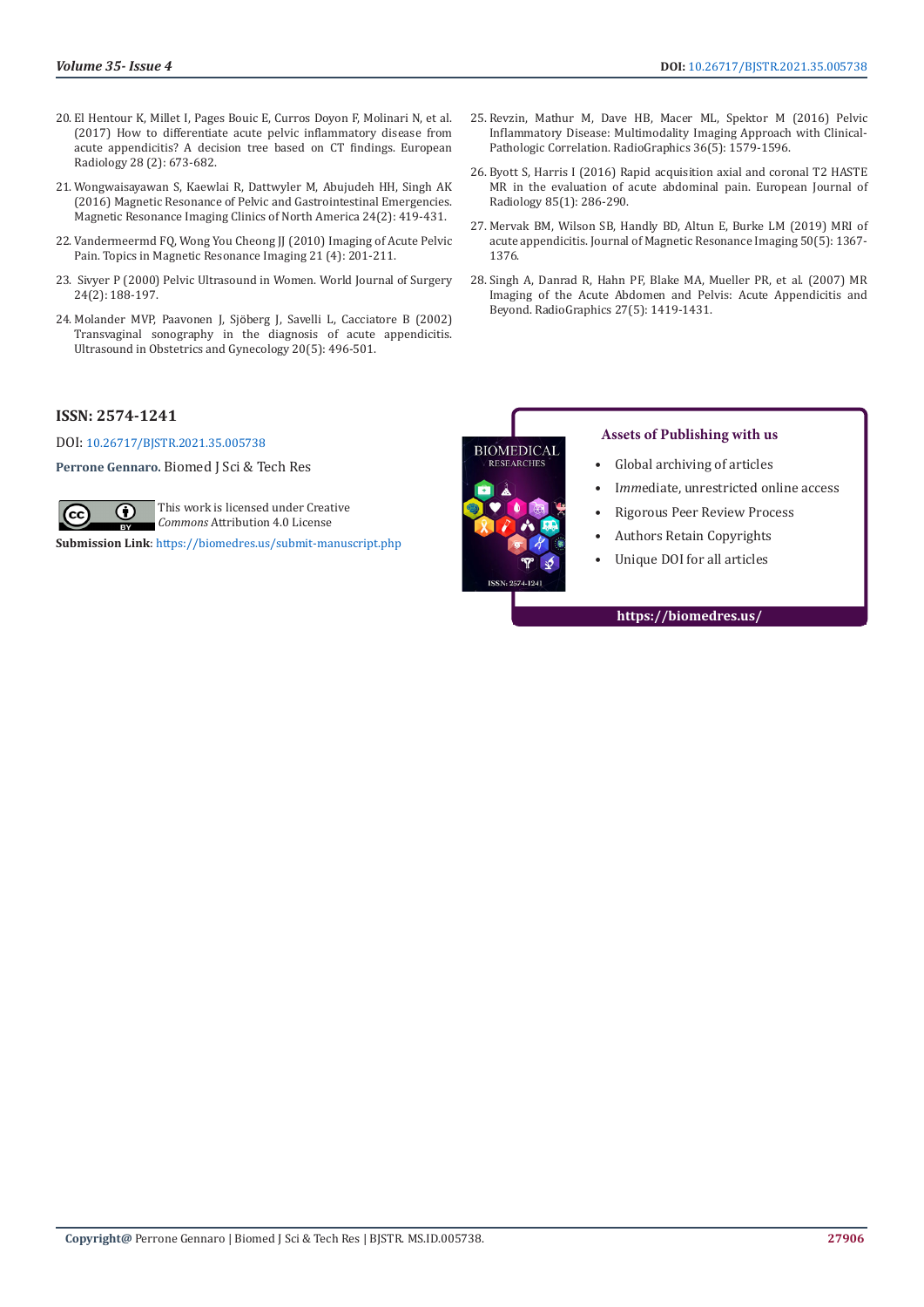20. El Hentour K, Millet I, Pages Bouic E, Curros Doyon F, Molinari N, et al. (2017) How to differentiate acute pelvic inflammatory disease from acute appendicitis? A decision tree based on CT findings. European Radiology 28 (2): 673-682.
21. Wongwaisayawan S, Kaewlai R, Dattwyler M, Abujudeh HH, Singh AK (2016) Magnetic Resonance of Pelvic and Gastrointestinal Emergencies. Magnetic Resonance Imaging Clinics of North America 24(2): 419-431.
22. Vandermeermd FQ, Wong You Cheong JJ (2010) Imaging of Acute Pelvic Pain. Topics in Magnetic Resonance Imaging 21 (4): 201-211.
23. Sivyer P (2000) Pelvic Ultrasound in Women. World Journal of Surgery 24(2): 188-197.
24. Molander MVP, Paavonen J, Sjöberg J, Savelli L, Cacciatore B (2002) Transvaginal sonography in the diagnosis of acute appendicitis. Ultrasound in Obstetrics and Gynecology 20(5): 496-501.
25. Revzin, Mathur M, Dave HB, Macer ML, Spektor M (2016) Pelvic Inflammatory Disease: Multimodality Imaging Approach with Clinical-Pathologic Correlation. RadioGraphics 36(5): 1579-1596.
26. Byott S, Harris I (2016) Rapid acquisition axial and coronal T2 HASTE MR in the evaluation of acute abdominal pain. European Journal of Radiology 85(1): 286-290.
27. Mervak BM, Wilson SB, Handly BD, Altun E, Burke LM (2019) MRI of acute appendicitis. Journal of Magnetic Resonance Imaging 50(5): 1367-1376.
28. Singh A, Danrad R, Hahn PF, Blake MA, Mueller PR, et al. (2007) MR Imaging of the Acute Abdomen and Pelvis: Acute Appendicitis and Beyond. RadioGraphics 27(5): 1419-1431.

**ISSN: 2574-1241**

DOI: 10.26717/BJSTR.2021.35.005738

**Perrone Gennaro.** Biomed J Sci & Tech Res

This work is licensed under Creative *Commons* Attribution 4.0 License

**Submission Link**: https://biomedres.us/submit-manuscript.php

**Assets of Publishing with us**

- Global archiving of articles
- Immediate, unrestricted online access
- Rigorous Peer Review Process
- Authors Retain Copyrights
- Unique DOI for all articles

**https://biomedres.us/**